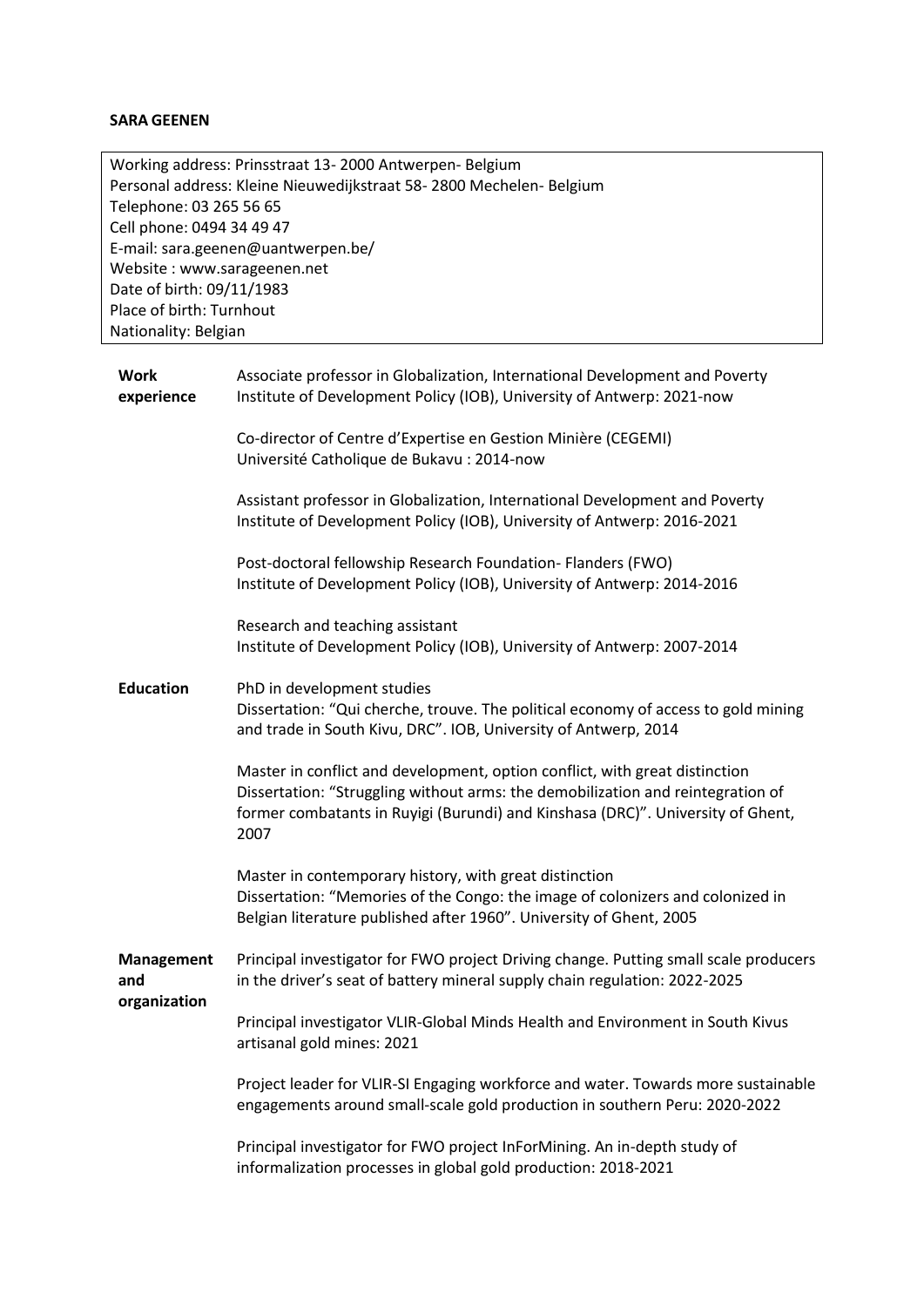**SARA GEENEN**

Working address: Prinsstraat 13- 2000 Antwerpen- Belgium
Personal address: Kleine Nieuwedijkstraat 58- 2800 Mechelen- Belgium
Telephone: 03 265 56 65
Cell phone: 0494 34 49 47
E-mail: sara.geenen@uantwerpen.be/
Website : www.sarageenen.net
Date of birth: 09/11/1983
Place of birth: Turnhout
Nationality: Belgian

## Work experience

Associate professor in Globalization, International Development and Poverty
Institute of Development Policy (IOB), University of Antwerp: 2021-now

Co-director of Centre d'Expertise en Gestion Minière (CEGEMI)
Université Catholique de Bukavu : 2014-now

Assistant professor in Globalization, International Development and Poverty
Institute of Development Policy (IOB), University of Antwerp: 2016-2021

Post-doctoral fellowship Research Foundation- Flanders (FWO)
Institute of Development Policy (IOB), University of Antwerp: 2014-2016

Research and teaching assistant
Institute of Development Policy (IOB), University of Antwerp: 2007-2014

## Education

PhD in development studies
Dissertation: "Qui cherche, trouve. The political economy of access to gold mining and trade in South Kivu, DRC". IOB, University of Antwerp, 2014

Master in conflict and development, option conflict, with great distinction
Dissertation: "Struggling without arms: the demobilization and reintegration of former combatants in Ruyigi (Burundi) and Kinshasa (DRC)". University of Ghent, 2007

Master in contemporary history, with great distinction
Dissertation: "Memories of the Congo: the image of colonizers and colonized in Belgian literature published after 1960". University of Ghent, 2005

## Management and organization

Principal investigator for FWO project Driving change. Putting small scale producers in the driver's seat of battery mineral supply chain regulation: 2022-2025

Principal investigator VLIR-Global Minds Health and Environment in South Kivus artisanal gold mines: 2021

Project leader for VLIR-SI Engaging workforce and water. Towards more sustainable engagements around small-scale gold production in southern Peru: 2020-2022

Principal investigator for FWO project InForMining. An in-depth study of informalization processes in global gold production: 2018-2021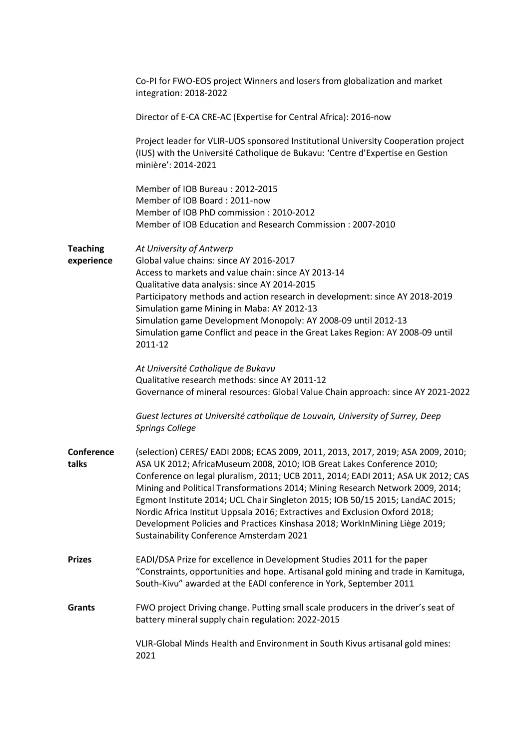Co-PI for FWO-EOS project Winners and losers from globalization and market integration: 2018-2022

Director of E-CA CRE-AC (Expertise for Central Africa): 2016-now

Project leader for VLIR-UOS sponsored Institutional University Cooperation project (IUS) with the Université Catholique de Bukavu: 'Centre d'Expertise en Gestion minière': 2014-2021

Member of IOB Bureau : 2012-2015
Member of IOB Board : 2011-now
Member of IOB PhD commission : 2010-2012
Member of IOB Education and Research Commission : 2007-2010

**Teaching experience**

*At University of Antwerp*
Global value chains: since AY 2016-2017
Access to markets and value chain: since AY 2013-14
Qualitative data analysis: since AY 2014-2015
Participatory methods and action research in development: since AY 2018-2019
Simulation game Mining in Maba: AY 2012-13
Simulation game Development Monopoly: AY 2008-09 until 2012-13
Simulation game Conflict and peace in the Great Lakes Region: AY 2008-09 until 2011-12

*At Université Catholique de Bukavu*
Qualitative research methods: since AY 2011-12
Governance of mineral resources: Global Value Chain approach: since AY 2021-2022

*Guest lectures at Université catholique de Louvain, University of Surrey, Deep Springs College*

**Conference talks**

(selection) CERES/ EADI 2008; ECAS 2009, 2011, 2013, 2017, 2019; ASA 2009, 2010; ASA UK 2012; AfricaMuseum 2008, 2010; IOB Great Lakes Conference 2010; Conference on legal pluralism, 2011; UCB 2011, 2014; EADI 2011; ASA UK 2012; CAS Mining and Political Transformations 2014; Mining Research Network 2009, 2014; Egmont Institute 2014; UCL Chair Singleton 2015; IOB 50/15 2015; LandAC 2015; Nordic Africa Institut Uppsala 2016; Extractives and Exclusion Oxford 2018; Development Policies and Practices Kinshasa 2018; WorkInMining Liège 2019; Sustainability Conference Amsterdam 2021

**Prizes**

EADI/DSA Prize for excellence in Development Studies 2011 for the paper "Constraints, opportunities and hope. Artisanal gold mining and trade in Kamituga, South-Kivu" awarded at the EADI conference in York, September 2011

**Grants**

FWO project Driving change. Putting small scale producers in the driver's seat of battery mineral supply chain regulation: 2022-2015

VLIR-Global Minds Health and Environment in South Kivus artisanal gold mines: 2021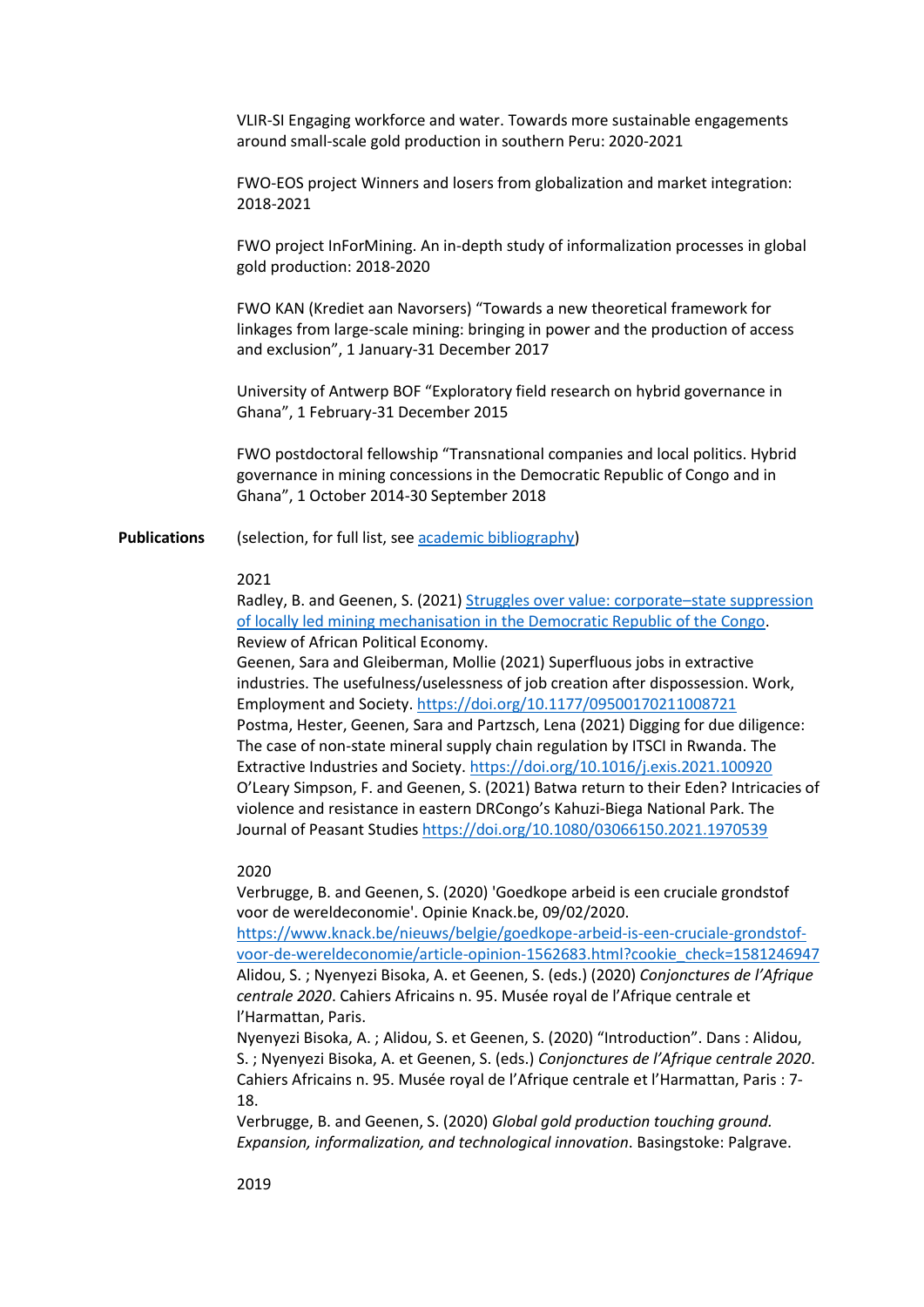VLIR-SI Engaging workforce and water. Towards more sustainable engagements around small-scale gold production in southern Peru: 2020-2021

FWO-EOS project Winners and losers from globalization and market integration: 2018-2021

FWO project InForMining. An in-depth study of informalization processes in global gold production: 2018-2020

FWO KAN (Krediet aan Navorsers) "Towards a new theoretical framework for linkages from large-scale mining: bringing in power and the production of access and exclusion", 1 January-31 December 2017

University of Antwerp BOF "Exploratory field research on hybrid governance in Ghana", 1 February-31 December 2015

FWO postdoctoral fellowship "Transnational companies and local politics. Hybrid governance in mining concessions in the Democratic Republic of Congo and in Ghana", 1 October 2014-30 September 2018

**Publications** (selection, for full list, see academic bibliography)

2021

Radley, B. and Geenen, S. (2021) Struggles over value: corporate–state suppression of locally led mining mechanisation in the Democratic Republic of the Congo. Review of African Political Economy.

Geenen, Sara and Gleiberman, Mollie (2021) Superfluous jobs in extractive industries. The usefulness/uselessness of job creation after dispossession. Work, Employment and Society. https://doi.org/10.1177/09500170211008721

Postma, Hester, Geenen, Sara and Partzsch, Lena (2021) Digging for due diligence: The case of non-state mineral supply chain regulation by ITSCI in Rwanda. The Extractive Industries and Society. https://doi.org/10.1016/j.exis.2021.100920

O'Leary Simpson, F. and Geenen, S. (2021) Batwa return to their Eden? Intricacies of violence and resistance in eastern DRCongo's Kahuzi-Biega National Park. The Journal of Peasant Studies https://doi.org/10.1080/03066150.2021.1970539

2020

Verbrugge, B. and Geenen, S. (2020) 'Goedkope arbeid is een cruciale grondstof voor de wereldeconomie'. Opinie Knack.be, 09/02/2020. https://www.knack.be/nieuws/belgie/goedkope-arbeid-is-een-cruciale-grondstof-voor-de-wereldeconomie/article-opinion-1562683.html?cookie_check=1581246947

Alidou, S. ; Nyenyezi Bisoka, A. et Geenen, S. (eds.) (2020) *Conjonctures de l'Afrique centrale 2020*. Cahiers Africains n. 95. Musée royal de l'Afrique centrale et l'Harmattan, Paris.

Nyenyezi Bisoka, A. ; Alidou, S. et Geenen, S. (2020) "Introduction". Dans : Alidou, S. ; Nyenyezi Bisoka, A. et Geenen, S. (eds.) *Conjonctures de l'Afrique centrale 2020*. Cahiers Africains n. 95. Musée royal de l'Afrique centrale et l'Harmattan, Paris : 7-18.

Verbrugge, B. and Geenen, S. (2020) *Global gold production touching ground. Expansion, informalization, and technological innovation*. Basingstoke: Palgrave.

2019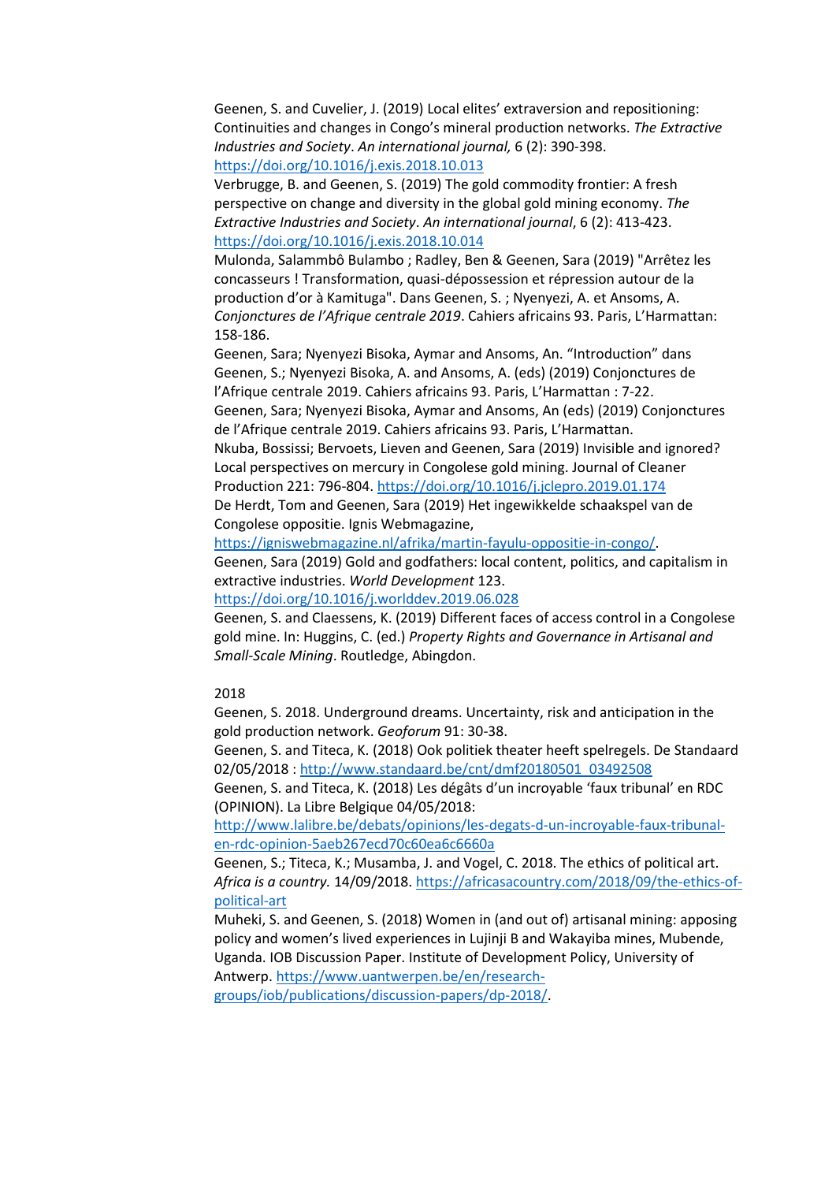Geenen, S. and Cuvelier, J. (2019) Local elites' extraversion and repositioning: Continuities and changes in Congo's mineral production networks. *The Extractive Industries and Society. An international journal,* 6 (2): 390-398. https://doi.org/10.1016/j.exis.2018.10.013

Verbrugge, B. and Geenen, S. (2019) The gold commodity frontier: A fresh perspective on change and diversity in the global gold mining economy. *The Extractive Industries and Society. An international journal*, 6 (2): 413-423. https://doi.org/10.1016/j.exis.2018.10.014

Mulonda, Salammbô Bulambo ; Radley, Ben & Geenen, Sara (2019) "Arrêtez les concasseurs ! Transformation, quasi-dépossession et répression autour de la production d'or à Kamituga". Dans Geenen, S. ; Nyenyezi, A. et Ansoms, A. *Conjonctures de l'Afrique centrale 2019*. Cahiers africains 93. Paris, L'Harmattan: 158-186.

Geenen, Sara; Nyenyezi Bisoka, Aymar and Ansoms, An. "Introduction" dans Geenen, S.; Nyenyezi Bisoka, A. and Ansoms, A. (eds) (2019) Conjonctures de l'Afrique centrale 2019. Cahiers africains 93. Paris, L'Harmattan : 7-22.

Geenen, Sara; Nyenyezi Bisoka, Aymar and Ansoms, An (eds) (2019) Conjonctures de l'Afrique centrale 2019. Cahiers africains 93. Paris, L'Harmattan.

Nkuba, Bossissi; Bervoets, Lieven and Geenen, Sara (2019) Invisible and ignored? Local perspectives on mercury in Congolese gold mining. Journal of Cleaner Production 221: 796-804. https://doi.org/10.1016/j.jclepro.2019.01.174

De Herdt, Tom and Geenen, Sara (2019) Het ingewikkelde schaakspel van de Congolese oppositie. Ignis Webmagazine, https://igniswebmagazine.nl/afrika/martin-fayulu-oppositie-in-congo/.

Geenen, Sara (2019) Gold and godfathers: local content, politics, and capitalism in extractive industries. *World Development* 123. https://doi.org/10.1016/j.worlddev.2019.06.028

Geenen, S. and Claessens, K. (2019) Different faces of access control in a Congolese gold mine. In: Huggins, C. (ed.) *Property Rights and Governance in Artisanal and Small-Scale Mining*. Routledge, Abingdon.

2018

Geenen, S. 2018. Underground dreams. Uncertainty, risk and anticipation in the gold production network. *Geoforum* 91: 30-38.

Geenen, S. and Titeca, K. (2018) Ook politiek theater heeft spelregels. De Standaard 02/05/2018 : http://www.standaard.be/cnt/dmf20180501_03492508

Geenen, S. and Titeca, K. (2018) Les dégâts d'un incroyable 'faux tribunal' en RDC (OPINION). La Libre Belgique 04/05/2018: http://www.lalibre.be/debats/opinions/les-degats-d-un-incroyable-faux-tribunal-en-rdc-opinion-5aeb267ecd70c60ea6c6660a

Geenen, S.; Titeca, K.; Musamba, J. and Vogel, C. 2018. The ethics of political art. *Africa is a country.* 14/09/2018. https://africasacountry.com/2018/09/the-ethics-of-political-art

Muheki, S. and Geenen, S. (2018) Women in (and out of) artisanal mining: apposing policy and women's lived experiences in Lujinji B and Wakayiba mines, Mubende, Uganda. IOB Discussion Paper. Institute of Development Policy, University of Antwerp. https://www.uantwerpen.be/en/research-groups/iob/publications/discussion-papers/dp-2018/.